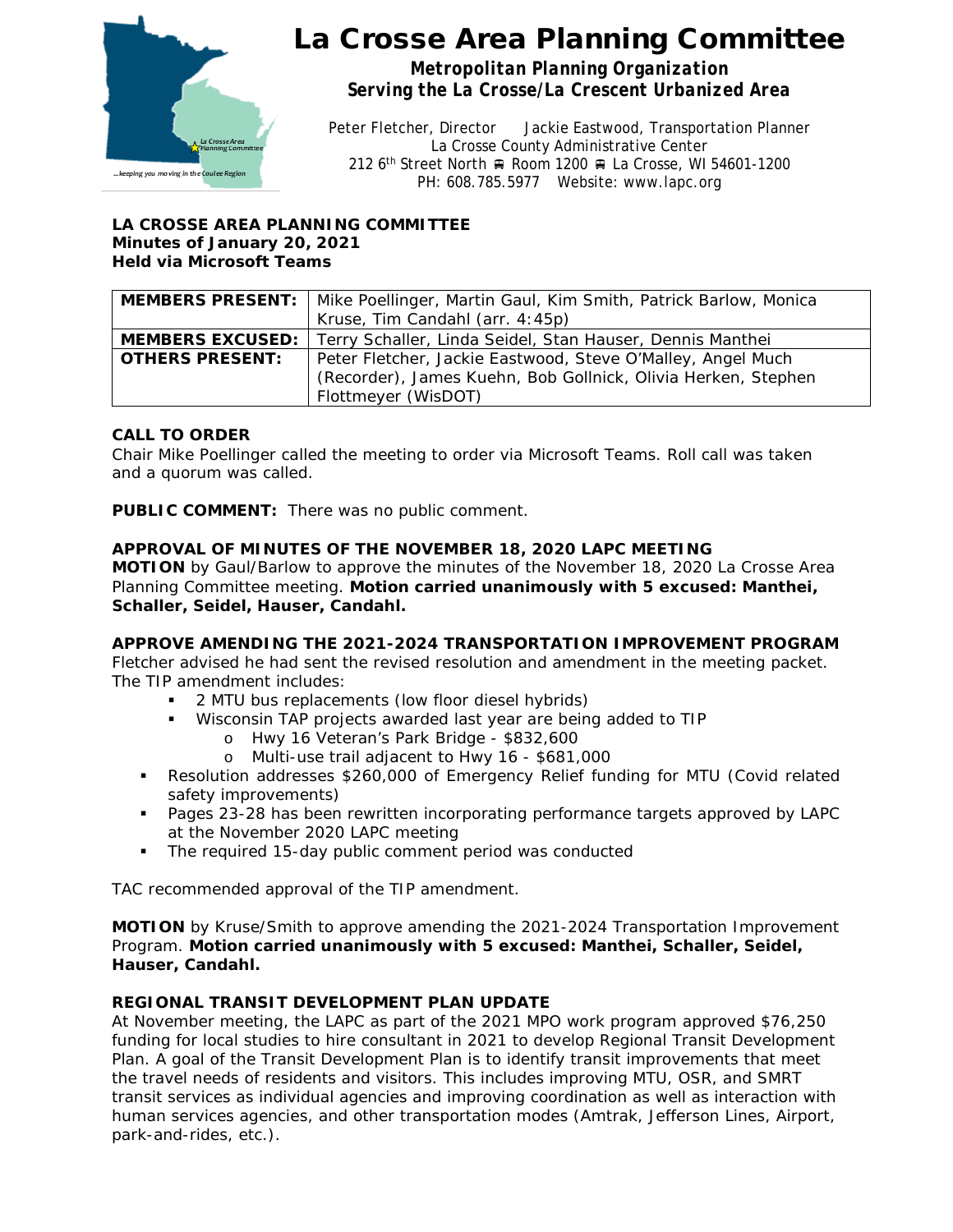# La Crosse Area Planning Committee

***Metropolitan Planning Organization***
***Serving the La Crosse/La Crescent Urbanized Area***

Peter Fletcher, Director    Jackie Eastwood, Transportation Planner
La Crosse County Administrative Center
212 6th Street North ■ Room 1200 ■ La Crosse, WI 54601-1200
PH: 608.785.5977  Website: www.lapc.org

**LA CROSSE AREA PLANNING COMMITTEE**
**Minutes of January 20, 2021**
**Held via Microsoft Teams**

| | |
|---|---|
| **MEMBERS PRESENT:** | Mike Poellinger, Martin Gaul, Kim Smith, Patrick Barlow, Monica Kruse, Tim Candahl (arr. 4:45p) |
| **MEMBERS EXCUSED:** | Terry Schaller, Linda Seidel, Stan Hauser, Dennis Manthei |
| **OTHERS PRESENT:** | Peter Fletcher, Jackie Eastwood, Steve O'Malley, Angel Much (Recorder), James Kuehn, Bob Gollnick, Olivia Herken, Stephen Flottmeyer (WisDOT) |

**CALL TO ORDER**
Chair Mike Poellinger called the meeting to order via Microsoft Teams. Roll call was taken and a quorum was called.

**PUBLIC COMMENT:** There was no public comment.

**APPROVAL OF MINUTES OF THE NOVEMBER 18, 2020 LAPC MEETING**
**MOTION** by Gaul/Barlow to approve the minutes of the November 18, 2020 La Crosse Area Planning Committee meeting. **Motion carried unanimously with 5 excused: Manthei, Schaller, Seidel, Hauser, Candahl.**

**APPROVE AMENDING THE 2021-2024 TRANSPORTATION IMPROVEMENT PROGRAM**
Fletcher advised he had sent the revised resolution and amendment in the meeting packet. The TIP amendment includes:

- 2 MTU bus replacements (low floor diesel hybrids)
- Wisconsin TAP projects awarded last year are being added to TIP
  - Hwy 16 Veteran's Park Bridge - $832,600
  - Multi-use trail adjacent to Hwy 16 - $681,000
- Resolution addresses $260,000 of Emergency Relief funding for MTU (Covid related safety improvements)
- Pages 23-28 has been rewritten incorporating performance targets approved by LAPC at the November 2020 LAPC meeting
- The required 15-day public comment period was conducted

TAC recommended approval of the TIP amendment.

**MOTION** by Kruse/Smith to approve amending the 2021-2024 Transportation Improvement Program. **Motion carried unanimously with 5 excused: Manthei, Schaller, Seidel, Hauser, Candahl.**

**REGIONAL TRANSIT DEVELOPMENT PLAN UPDATE**
At November meeting, the LAPC as part of the 2021 MPO work program approved $76,250 funding for local studies to hire consultant in 2021 to develop Regional Transit Development Plan. A goal of the Transit Development Plan is to identify transit improvements that meet the travel needs of residents and visitors. This includes improving MTU, OSR, and SMRT transit services as individual agencies and improving coordination as well as interaction with human services agencies, and other transportation modes (Amtrak, Jefferson Lines, Airport, park-and-rides, etc.).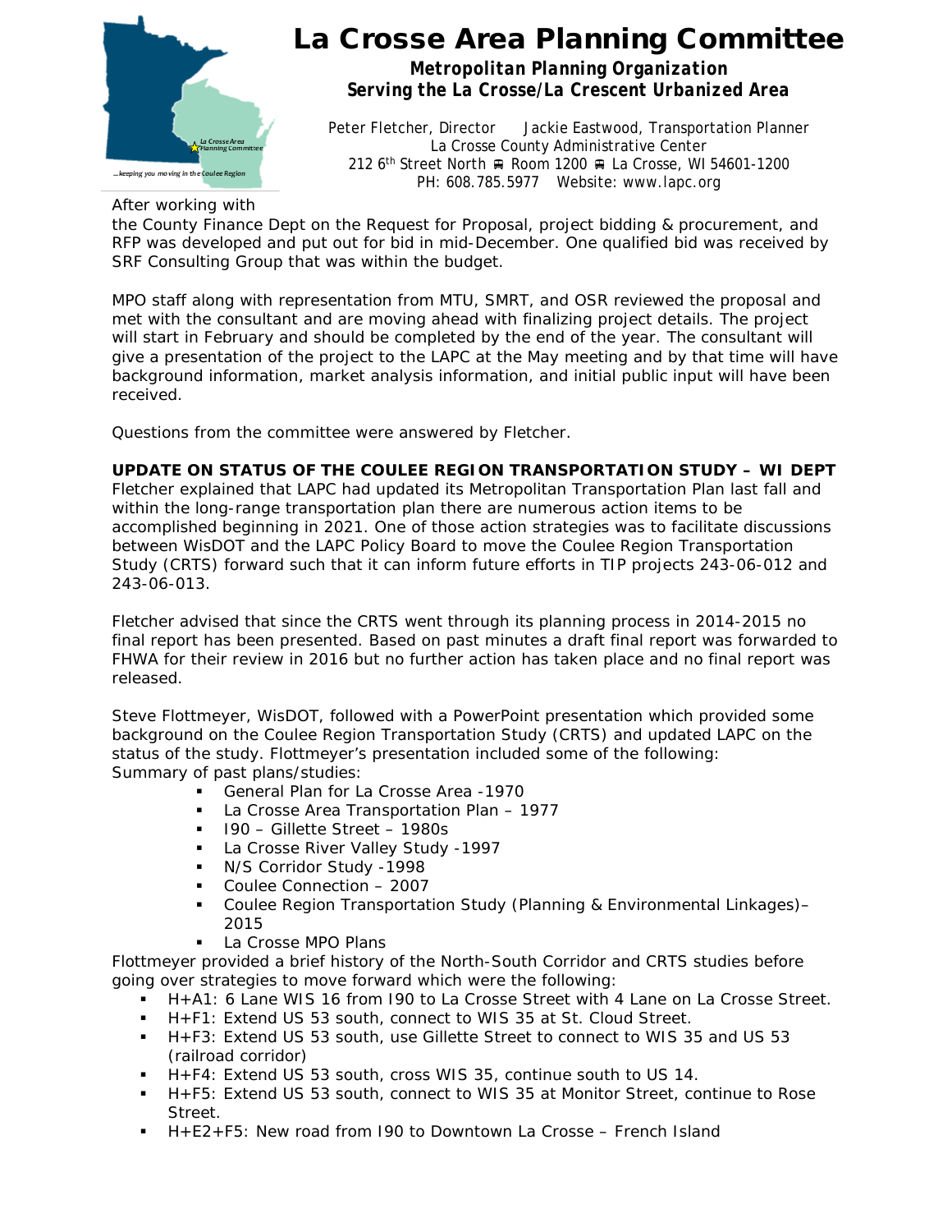# La Crosse Area Planning Committee

***Metropolitan Planning Organization***
***Serving the La Crosse/La Crescent Urbanized Area***

*Peter Fletcher, Director Jackie Eastwood, Transportation Planner*
*La Crosse County Administrative Center*
*212 6th Street North ⛟ Room 1200 ⛟ La Crosse, WI 54601-1200*
*PH: 608.785.5977 Website: www.lapc.org*

After working with the County Finance Dept on the Request for Proposal, project bidding & procurement, and RFP was developed and put out for bid in mid-December. One qualified bid was received by SRF Consulting Group that was within the budget.

MPO staff along with representation from MTU, SMRT, and OSR reviewed the proposal and met with the consultant and are moving ahead with finalizing project details. The project will start in February and should be completed by the end of the year. The consultant will give a presentation of the project to the LAPC at the May meeting and by that time will have background information, market analysis information, and initial public input will have been received.

Questions from the committee were answered by Fletcher.

**UPDATE ON STATUS OF THE COULEE REGION TRANSPORTATION STUDY – WI DEPT**

Fletcher explained that LAPC had updated its Metropolitan Transportation Plan last fall and within the long-range transportation plan there are numerous action items to be accomplished beginning in 2021. One of those action strategies was to facilitate discussions between WisDOT and the LAPC Policy Board to move the Coulee Region Transportation Study (CRTS) forward such that it can inform future efforts in TIP projects 243-06-012 and 243-06-013.

Fletcher advised that since the CRTS went through its planning process in 2014-2015 no final report has been presented. Based on past minutes a draft final report was forwarded to FHWA for their review in 2016 but no further action has taken place and no final report was released.

Steve Flottmeyer, WisDOT, followed with a PowerPoint presentation which provided some background on the Coulee Region Transportation Study (CRTS) and updated LAPC on the status of the study. Flottmeyer's presentation included some of the following:

Summary of past plans/studies:

- General Plan for La Crosse Area -1970
- La Crosse Area Transportation Plan – 1977
- I90 – Gillette Street – 1980s
- La Crosse River Valley Study -1997
- N/S Corridor Study -1998
- Coulee Connection – 2007
- Coulee Region Transportation Study (Planning & Environmental Linkages)– 2015
- La Crosse MPO Plans

Flottmeyer provided a brief history of the North-South Corridor and CRTS studies before going over strategies to move forward which were the following:

- H+A1: 6 Lane WIS 16 from I90 to La Crosse Street with 4 Lane on La Crosse Street.
- H+F1: Extend US 53 south, connect to WIS 35 at St. Cloud Street.
- H+F3: Extend US 53 south, use Gillette Street to connect to WIS 35 and US 53 (railroad corridor)
- H+F4: Extend US 53 south, cross WIS 35, continue south to US 14.
- H+F5: Extend US 53 south, connect to WIS 35 at Monitor Street, continue to Rose Street.
- H+E2+F5: New road from I90 to Downtown La Crosse – French Island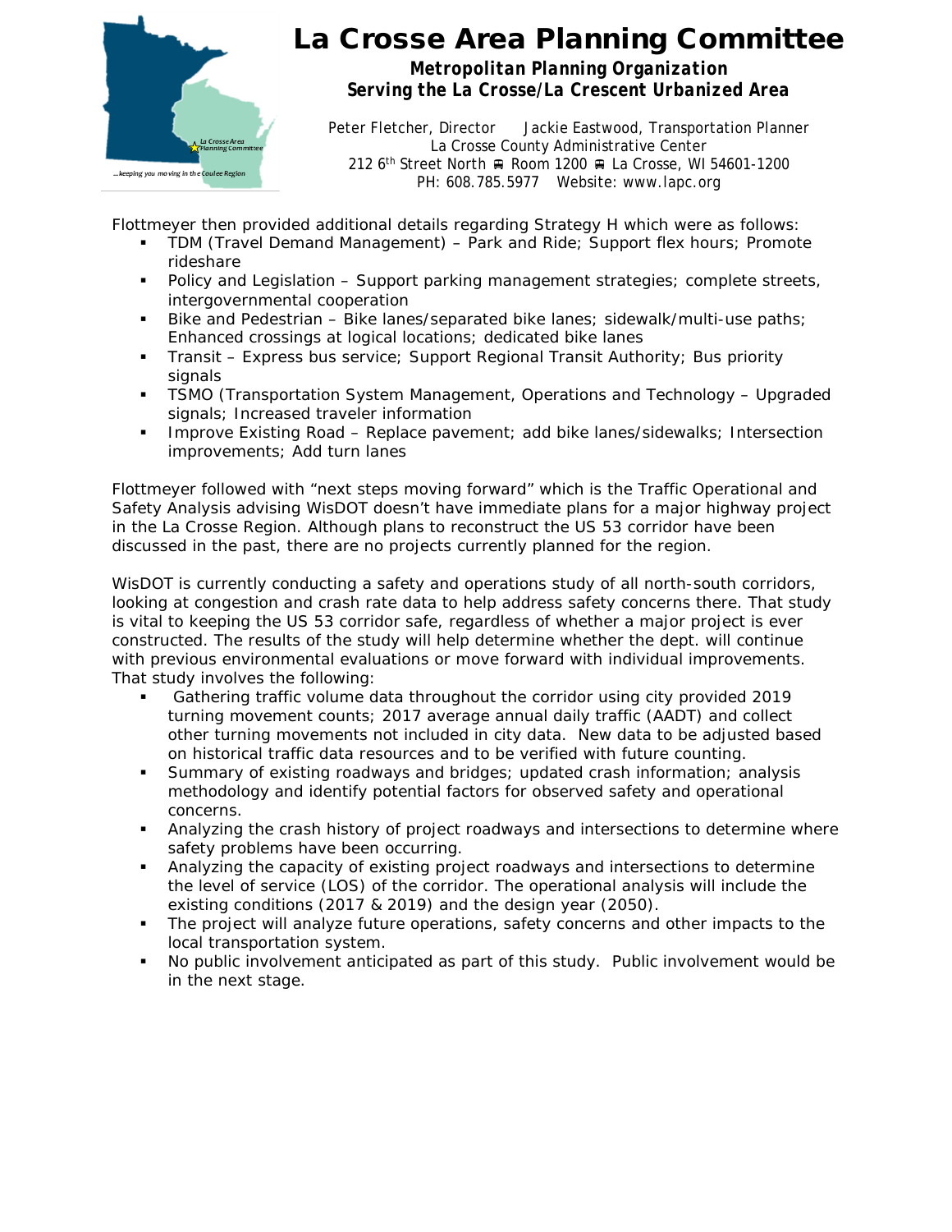# La Crosse Area Planning Committee

***Metropolitan Planning Organization***
***Serving the La Crosse/La Crescent Urbanized Area***

Peter Fletcher, Director Jackie Eastwood, Transportation Planner
La Crosse County Administrative Center
212 6th Street North Room 1200 La Crosse, WI 54601-1200
PH: 608.785.5977 Website: www.lapc.org

Flottmeyer then provided additional details regarding Strategy H which were as follows:

- TDM (Travel Demand Management) – Park and Ride; Support flex hours; Promote rideshare
- Policy and Legislation – Support parking management strategies; complete streets, intergovernmental cooperation
- Bike and Pedestrian – Bike lanes/separated bike lanes; sidewalk/multi-use paths; Enhanced crossings at logical locations; dedicated bike lanes
- Transit – Express bus service; Support Regional Transit Authority; Bus priority signals
- TSMO (Transportation System Management, Operations and Technology – Upgraded signals; Increased traveler information
- Improve Existing Road – Replace pavement; add bike lanes/sidewalks; Intersection improvements; Add turn lanes

Flottmeyer followed with "next steps moving forward" which is the Traffic Operational and Safety Analysis advising WisDOT doesn't have immediate plans for a major highway project in the La Crosse Region. Although plans to reconstruct the US 53 corridor have been discussed in the past, there are no projects currently planned for the region.

WisDOT is currently conducting a safety and operations study of all north-south corridors, looking at congestion and crash rate data to help address safety concerns there. That study is vital to keeping the US 53 corridor safe, regardless of whether a major project is ever constructed. The results of the study will help determine whether the dept. will continue with previous environmental evaluations or move forward with individual improvements. That study involves the following:

- Gathering traffic volume data throughout the corridor using city provided 2019 turning movement counts; 2017 average annual daily traffic (AADT) and collect other turning movements not included in city data. New data to be adjusted based on historical traffic data resources and to be verified with future counting.
- Summary of existing roadways and bridges; updated crash information; analysis methodology and identify potential factors for observed safety and operational concerns.
- Analyzing the crash history of project roadways and intersections to determine where safety problems have been occurring.
- Analyzing the capacity of existing project roadways and intersections to determine the level of service (LOS) of the corridor. The operational analysis will include the existing conditions (2017 & 2019) and the design year (2050).
- The project will analyze future operations, safety concerns and other impacts to the local transportation system.
- No public involvement anticipated as part of this study. Public involvement would be in the next stage.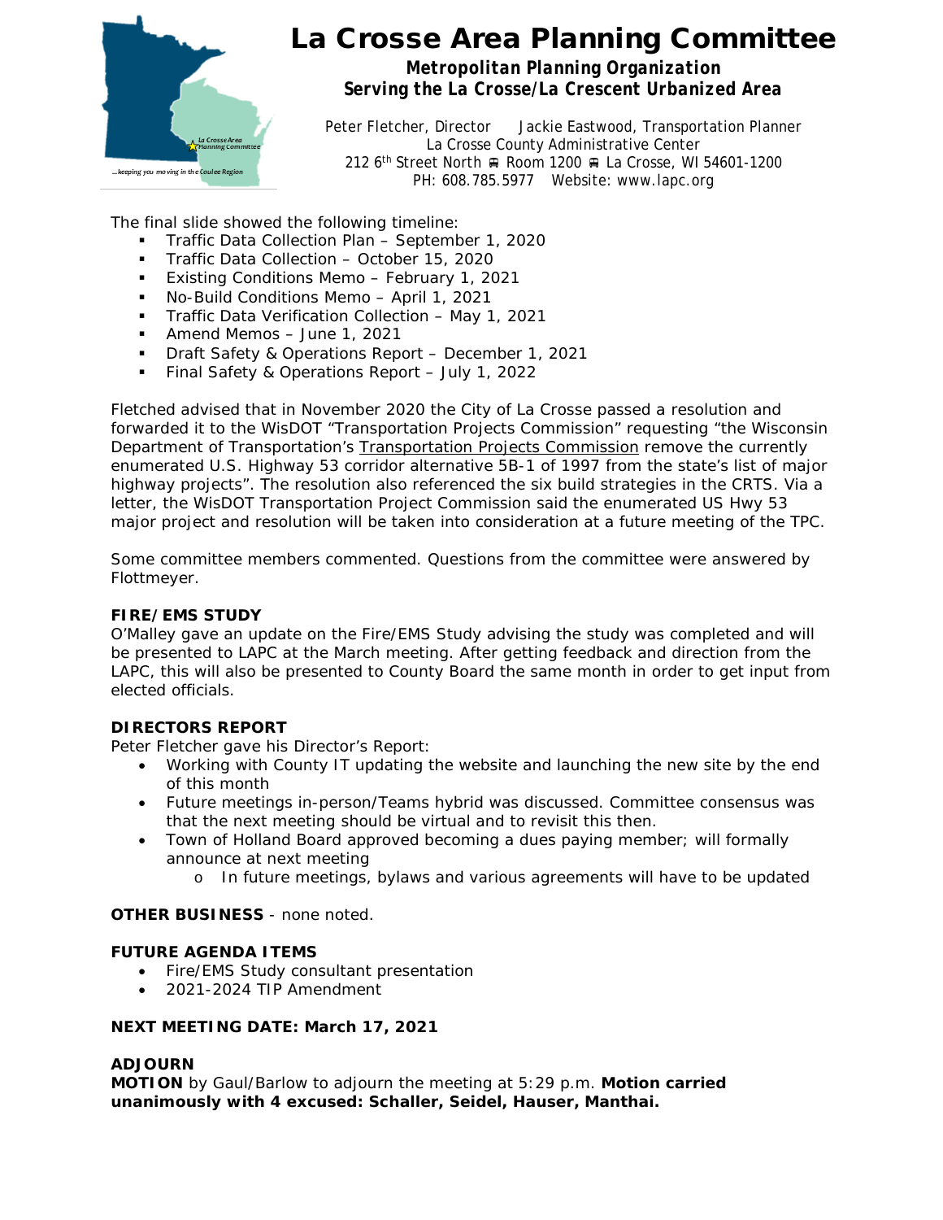The final slide showed the following timeline:

- Traffic Data Collection Plan – September 1, 2020
- Traffic Data Collection – October 15, 2020
- Existing Conditions Memo – February 1, 2021
- No-Build Conditions Memo – April 1, 2021
- Traffic Data Verification Collection – May 1, 2021
- Amend Memos – June 1, 2021
- Draft Safety & Operations Report – December 1, 2021
- Final Safety & Operations Report – July 1, 2022

Fletched advised that in November 2020 the City of La Crosse passed a resolution and forwarded it to the WisDOT "Transportation Projects Commission" requesting "the Wisconsin Department of Transportation's Transportation Projects Commission remove the currently enumerated U.S. Highway 53 corridor alternative 5B-1 of 1997 from the state's list of major highway projects". The resolution also referenced the six build strategies in the CRTS. Via a letter, the WisDOT Transportation Project Commission said the enumerated US Hwy 53 major project and resolution will be taken into consideration at a future meeting of the TPC.

Some committee members commented. Questions from the committee were answered by Flottmeyer.

**FIRE/EMS STUDY**

O'Malley gave an update on the Fire/EMS Study advising the study was completed and will be presented to LAPC at the March meeting. After getting feedback and direction from the LAPC, this will also be presented to County Board the same month in order to get input from elected officials.

**DIRECTORS REPORT**

Peter Fletcher gave his Director's Report:

- Working with County IT updating the website and launching the new site by the end of this month
- Future meetings in-person/Teams hybrid was discussed. Committee consensus was that the next meeting should be virtual and to revisit this then.
- Town of Holland Board approved becoming a dues paying member; will formally announce at next meeting
  - In future meetings, bylaws and various agreements will have to be updated

**OTHER BUSINESS** - none noted.

**FUTURE AGENDA ITEMS**

- Fire/EMS Study consultant presentation
- 2021-2024 TIP Amendment

**NEXT MEETING DATE: March 17, 2021**

**ADJOURN**

**MOTION** by Gaul/Barlow to adjourn the meeting at 5:29 p.m. **Motion carried unanimously with 4 excused: Schaller, Seidel, Hauser, Manthai.**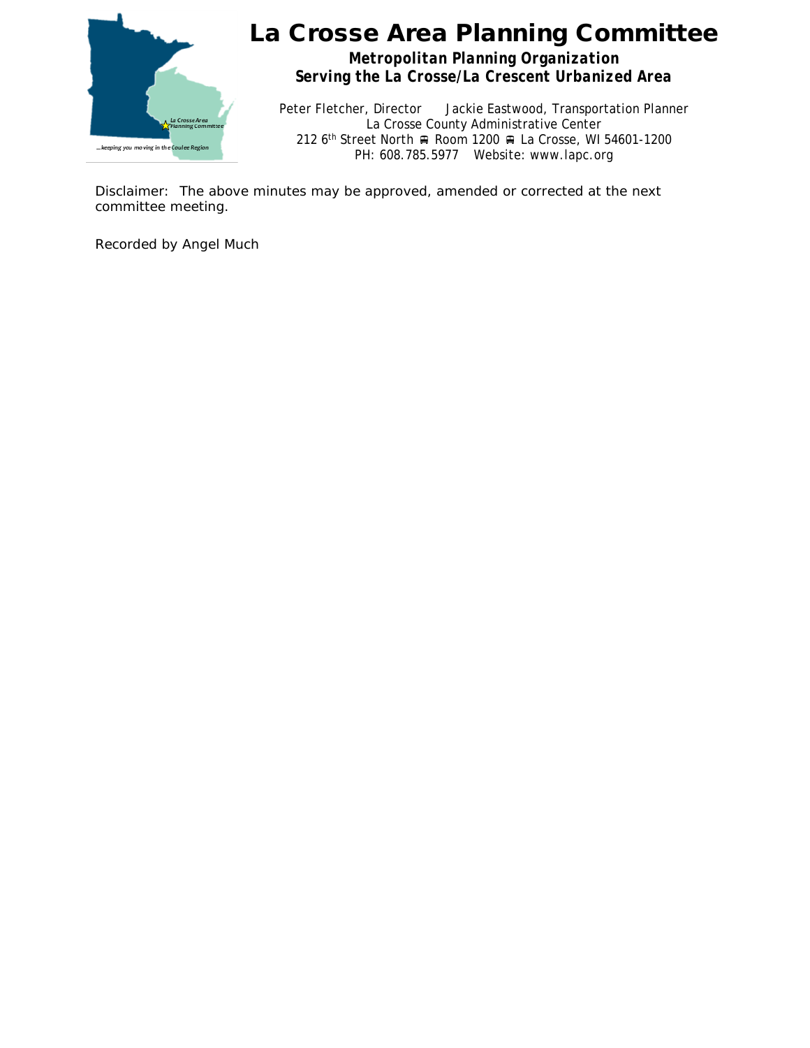# La Crosse Area Planning Committee

**_Metropolitan Planning Organization_**
**_Serving the La Crosse/La Crescent Urbanized Area_**

Peter Fletcher, Director    Jackie Eastwood, Transportation Planner
La Crosse County Administrative Center
212 6th Street North ■ Room 1200 ■ La Crosse, WI 54601-1200
PH: 608.785.5977  Website: www.lapc.org

Disclaimer: The above minutes may be approved, amended or corrected at the next committee meeting.

Recorded by Angel Much